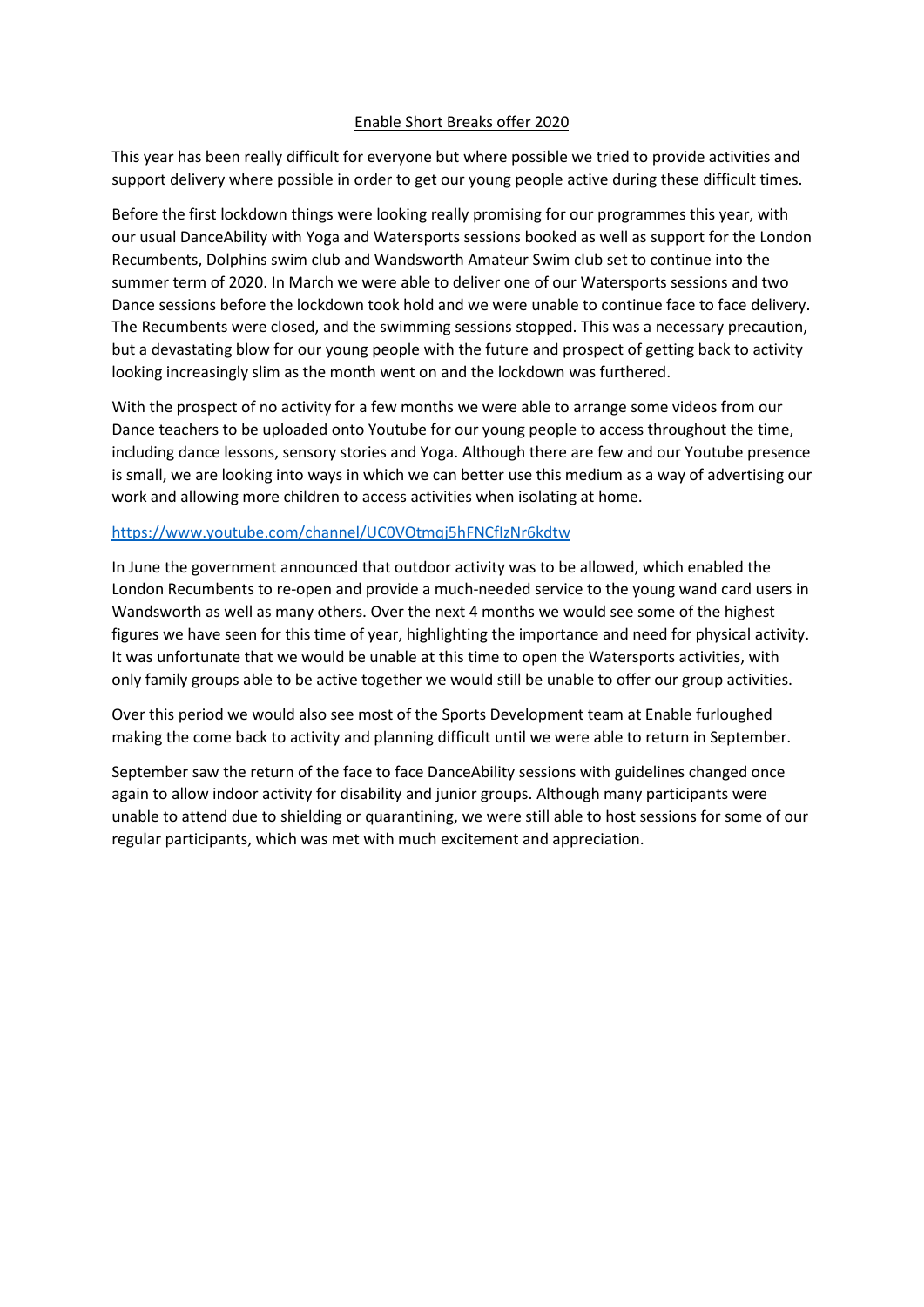# Enable Short Breaks offer 2020

This year has been really difficult for everyone but where possible we tried to provide activities and support delivery where possible in order to get our young people active during these difficult times.

Before the first lockdown things were looking really promising for our programmes this year, with our usual DanceAbility with Yoga and Watersports sessions booked as well as support for the London Recumbents, Dolphins swim club and Wandsworth Amateur Swim club set to continue into the summer term of 2020. In March we were able to deliver one of our Watersports sessions and two Dance sessions before the lockdown took hold and we were unable to continue face to face delivery. The Recumbents were closed, and the swimming sessions stopped. This was a necessary precaution, but a devastating blow for our young people with the future and prospect of getting back to activity looking increasingly slim as the month went on and the lockdown was furthered.

With the prospect of no activity for a few months we were able to arrange some videos from our Dance teachers to be uploaded onto Youtube for our young people to access throughout the time, including dance lessons, sensory stories and Yoga. Although there are few and our Youtube presence is small, we are looking into ways in which we can better use this medium as a way of advertising our work and allowing more children to access activities when isolating at home.

https://www.youtube.com/channel/UC0VOtmqj5hFNCfIzNr6kdtw

In June the government announced that outdoor activity was to be allowed, which enabled the London Recumbents to re-open and provide a much-needed service to the young wand card users in Wandsworth as well as many others. Over the next 4 months we would see some of the highest figures we have seen for this time of year, highlighting the importance and need for physical activity. It was unfortunate that we would be unable at this time to open the Watersports activities, with only family groups able to be active together we would still be unable to offer our group activities.

Over this period we would also see most of the Sports Development team at Enable furloughed making the come back to activity and planning difficult until we were able to return in September.

September saw the return of the face to face DanceAbility sessions with guidelines changed once again to allow indoor activity for disability and junior groups. Although many participants were unable to attend due to shielding or quarantining, we were still able to host sessions for some of our regular participants, which was met with much excitement and appreciation.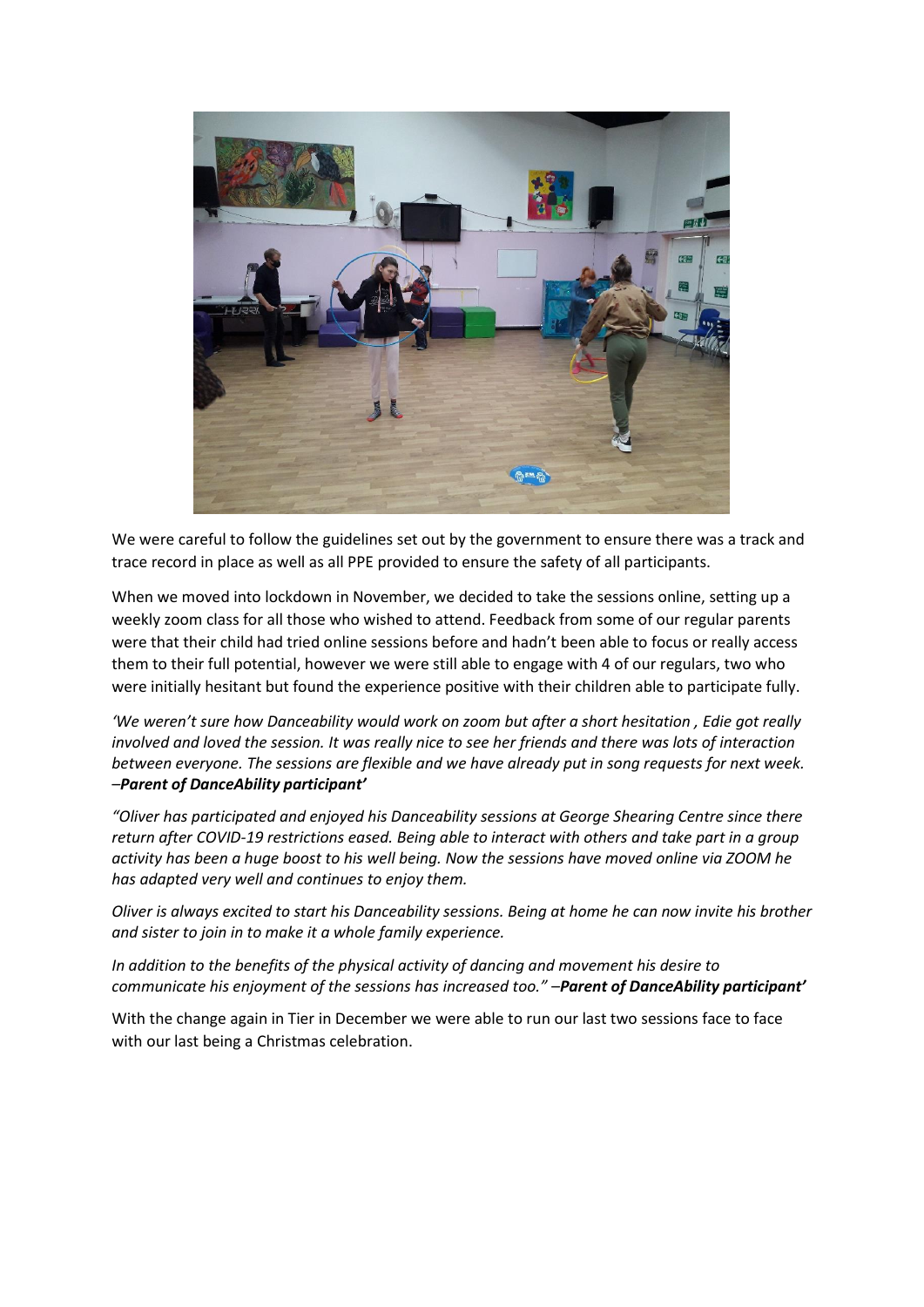We were careful to follow the guidelines set out by the government to ensure there was a track and trace record in place as well as all PPE provided to ensure the safety of all participants.

When we moved into lockdown in November, we decided to take the sessions online, setting up a weekly zoom class for all those who wished to attend. Feedback from some of our regular parents were that their child had tried online sessions before and hadn't been able to focus or really access them to their full potential, however we were still able to engage with 4 of our regulars, two who were initially hesitant but found the experience positive with their children able to participate fully.

*'We weren't sure how Danceability would work on zoom but after a short hesitation , Edie got really involved and loved the session. It was really nice to see her friends and there was lots of interaction between everyone. The sessions are flexible and we have already put in song requests for next week. –**Parent of DanceAbility participant'***

*"Oliver has participated and enjoyed his Danceability sessions at George Shearing Centre since there return after COVID-19 restrictions eased. Being able to interact with others and take part in a group activity has been a huge boost to his well being. Now the sessions have moved online via ZOOM he has adapted very well and continues to enjoy them.*

*Oliver is always excited to start his Danceability sessions. Being at home he can now invite his brother and sister to join in to make it a whole family experience.*

*In addition to the benefits of the physical activity of dancing and movement his desire to communicate his enjoyment of the sessions has increased too." –**Parent of DanceAbility participant'***

With the change again in Tier in December we were able to run our last two sessions face to face with our last being a Christmas celebration.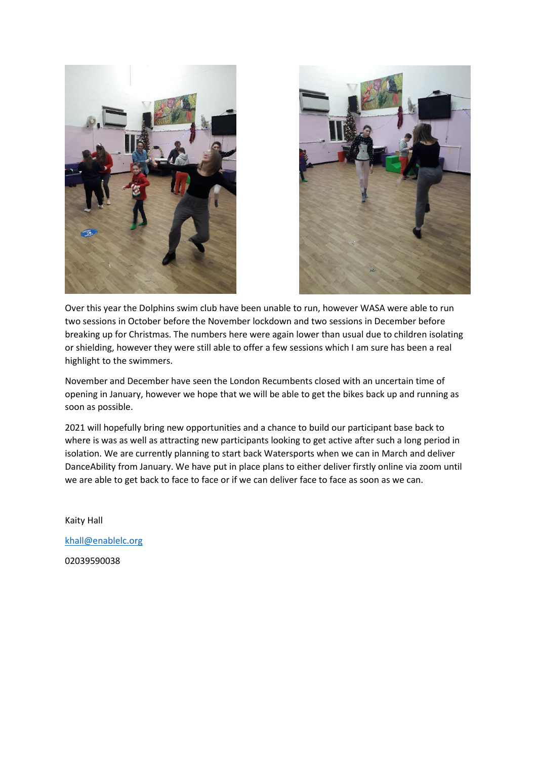Over this year the Dolphins swim club have been unable to run, however WASA were able to run two sessions in October before the November lockdown and two sessions in December before breaking up for Christmas. The numbers here were again lower than usual due to children isolating or shielding, however they were still able to offer a few sessions which I am sure has been a real highlight to the swimmers.

November and December have seen the London Recumbents closed with an uncertain time of opening in January, however we hope that we will be able to get the bikes back up and running as soon as possible.

2021 will hopefully bring new opportunities and a chance to build our participant base back to where is was as well as attracting new participants looking to get active after such a long period in isolation. We are currently planning to start back Watersports when we can in March and deliver DanceAbility from January. We have put in place plans to either deliver firstly online via zoom until we are able to get back to face to face or if we can deliver face to face as soon as we can.

Kaity Hall

khall@enablelc.org

02039590038